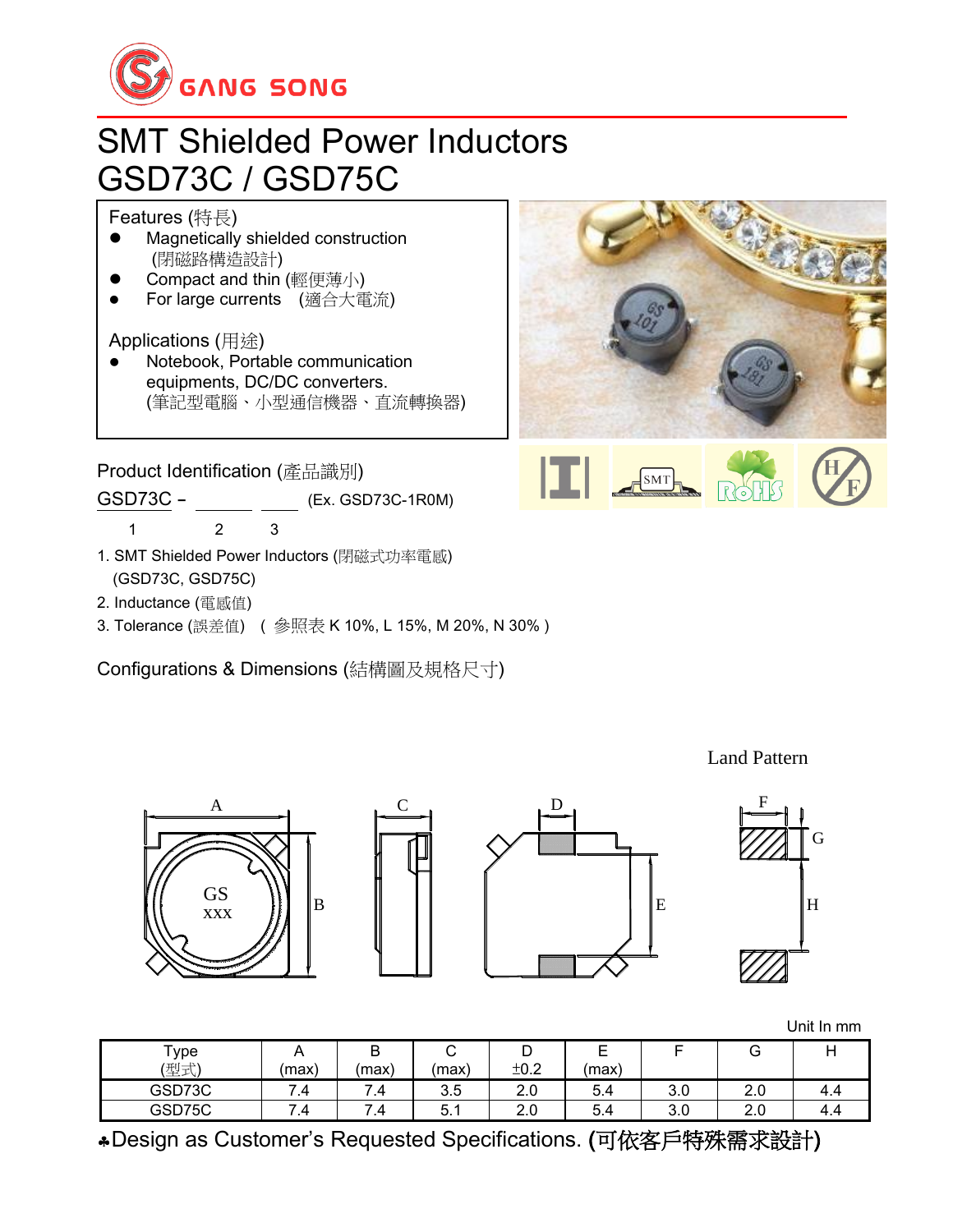GANG SONG

# SMT Shielded Power Inductors
# GSD73C / GSD75C

**Features (特長)**

- Magnetically shielded construction (閉磁路構造設計)
- Compact and thin (輕便薄小)
- For large currents (適合大電流)

**Applications (用途)**

- Notebook, Portable communication equipments, DC/DC converters. (筆記型電腦、小型通信機器、直流轉換器)

## Product Identification (產品識別)

GSD73C – ______ ______ (Ex. GSD73C-1R0M)

1 2 3

1. SMT Shielded Power Inductors (閉磁式功率電感) (GSD73C, GSD75C)
2. Inductance (電感值)
3. Tolerance (誤差值) ( 參照表 K 10%, L 15%, M 20%, N 30% )

## Configurations & Dimensions (結構圖及規格尺寸)

Land Pattern

Unit In mm

| Type (型式) | A (max) | B (max) | C (max) | D ±0.2 | E (max) | F | G | H |
|---|---|---|---|---|---|---|---|---|
| GSD73C | 7.4 | 7.4 | 3.5 | 2.0 | 5.4 | 3.0 | 2.0 | 4.4 |
| GSD75C | 7.4 | 7.4 | 5.1 | 2.0 | 5.4 | 3.0 | 2.0 | 4.4 |

♣Design as Customer's Requested Specifications. (可依客戶特殊需求設計)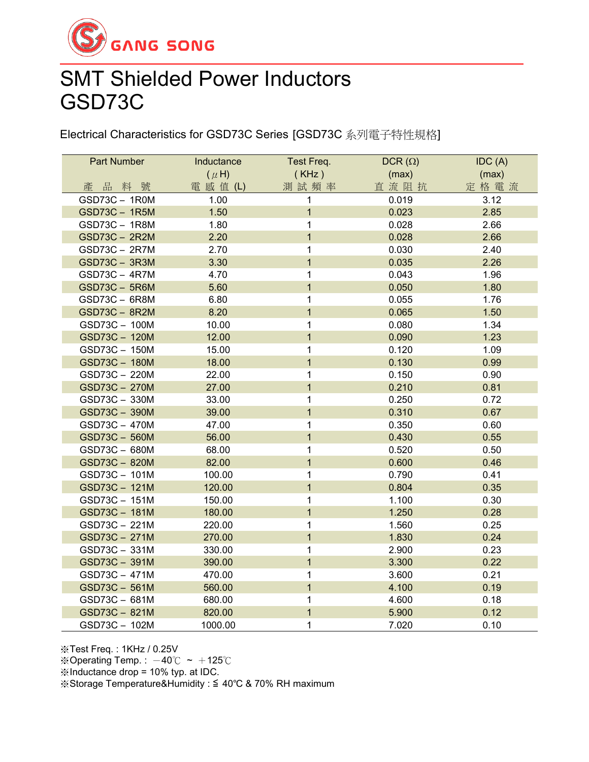GANG SONG

# SMT Shielded Power Inductors
# GSD73C

Electrical Characteristics for GSD73C Series [GSD73C 系列電子特性規格]

| Part Number<br>產 品 料 號 | Inductance<br>( $\mu$H)<br>電 感 值 (L) | Test Freq.<br>( KHz )<br>測 試 頻 率 | DCR (Ω)<br>(max)<br>直 流 阻 抗 | IDC (A)<br>(max)<br>定 格 電 流 |
|---|---|---|---|---|
| GSD73C－ 1R0M | 1.00 | 1 | 0.019 | 3.12 |
| GSD73C－ 1R5M | 1.50 | 1 | 0.023 | 2.85 |
| GSD73C－ 1R8M | 1.80 | 1 | 0.028 | 2.66 |
| GSD73C－ 2R2M | 2.20 | 1 | 0.028 | 2.66 |
| GSD73C－ 2R7M | 2.70 | 1 | 0.030 | 2.40 |
| GSD73C－ 3R3M | 3.30 | 1 | 0.035 | 2.26 |
| GSD73C－ 4R7M | 4.70 | 1 | 0.043 | 1.96 |
| GSD73C－ 5R6M | 5.60 | 1 | 0.050 | 1.80 |
| GSD73C－ 6R8M | 6.80 | 1 | 0.055 | 1.76 |
| GSD73C－ 8R2M | 8.20 | 1 | 0.065 | 1.50 |
| GSD73C－ 100M | 10.00 | 1 | 0.080 | 1.34 |
| GSD73C－ 120M | 12.00 | 1 | 0.090 | 1.23 |
| GSD73C－ 150M | 15.00 | 1 | 0.120 | 1.09 |
| GSD73C－ 180M | 18.00 | 1 | 0.130 | 0.99 |
| GSD73C－ 220M | 22.00 | 1 | 0.150 | 0.90 |
| GSD73C－ 270M | 27.00 | 1 | 0.210 | 0.81 |
| GSD73C－ 330M | 33.00 | 1 | 0.250 | 0.72 |
| GSD73C－ 390M | 39.00 | 1 | 0.310 | 0.67 |
| GSD73C－ 470M | 47.00 | 1 | 0.350 | 0.60 |
| GSD73C－ 560M | 56.00 | 1 | 0.430 | 0.55 |
| GSD73C－ 680M | 68.00 | 1 | 0.520 | 0.50 |
| GSD73C－ 820M | 82.00 | 1 | 0.600 | 0.46 |
| GSD73C－ 101M | 100.00 | 1 | 0.790 | 0.41 |
| GSD73C－ 121M | 120.00 | 1 | 0.804 | 0.35 |
| GSD73C－ 151M | 150.00 | 1 | 1.100 | 0.30 |
| GSD73C－ 181M | 180.00 | 1 | 1.250 | 0.28 |
| GSD73C－ 221M | 220.00 | 1 | 1.560 | 0.25 |
| GSD73C－ 271M | 270.00 | 1 | 1.830 | 0.24 |
| GSD73C－ 331M | 330.00 | 1 | 2.900 | 0.23 |
| GSD73C－ 391M | 390.00 | 1 | 3.300 | 0.22 |
| GSD73C－ 471M | 470.00 | 1 | 3.600 | 0.21 |
| GSD73C－ 561M | 560.00 | 1 | 4.100 | 0.19 |
| GSD73C－ 681M | 680.00 | 1 | 4.600 | 0.18 |
| GSD73C－ 821M | 820.00 | 1 | 5.900 | 0.12 |
| GSD73C－ 102M | 1000.00 | 1 | 7.020 | 0.10 |

※Test Freq. : 1KHz / 0.25V
※Operating Temp. : －40℃ ~ ＋125℃
※Inductance drop = 10% typ. at IDC.
※Storage Temperature&Humidity : ≦ 40℃ & 70% RH maximum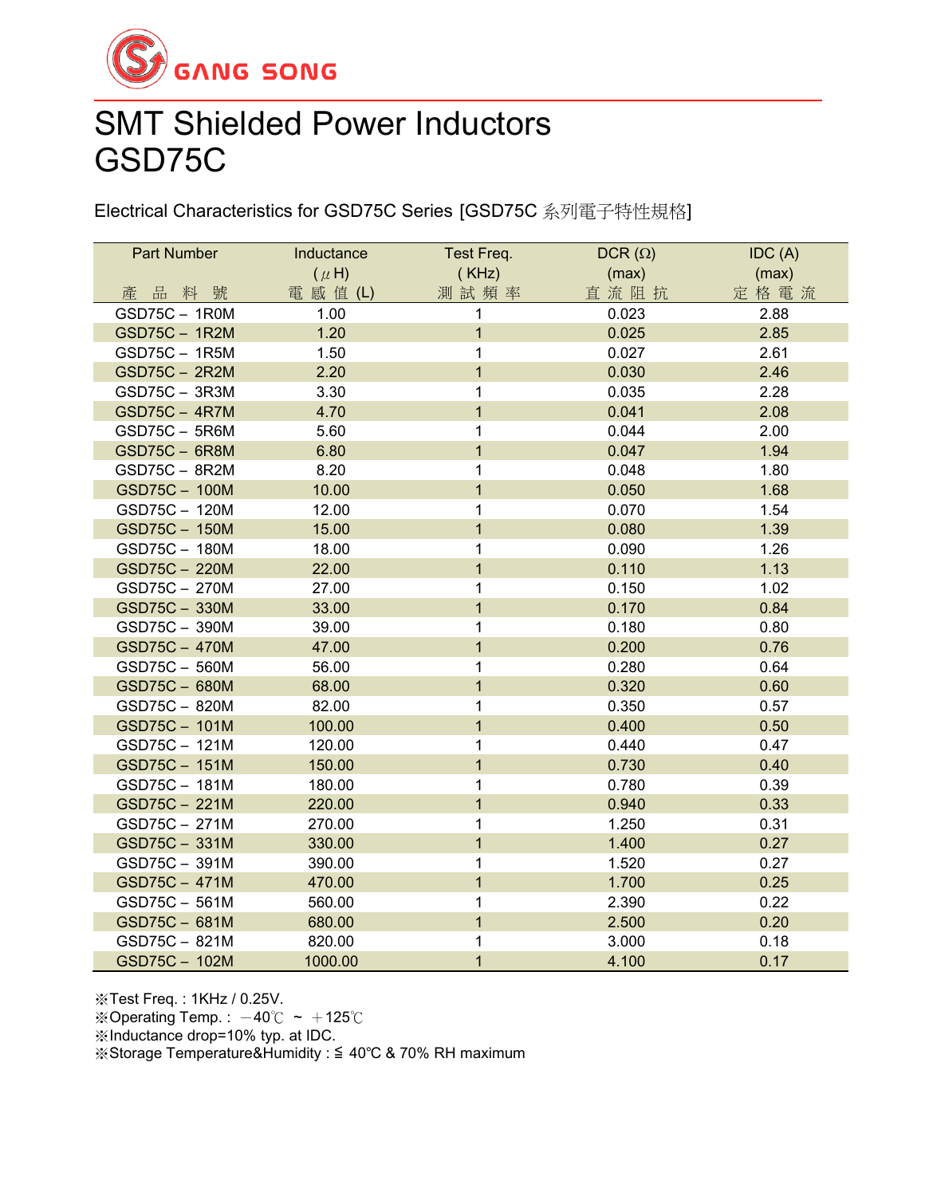GANG SONG

# SMT Shielded Power Inductors
# GSD75C

Electrical Characteristics for GSD75C Series [GSD75C 系列電子特性規格]

| Part Number<br>產 品 料 號 | Inductance<br>( μH)<br>電 感 值 (L) | Test Freq.<br>( KHz)<br>測 試 頻 率 | DCR (Ω)<br>(max)<br>直 流 阻 抗 | IDC (A)<br>(max)<br>定 格 電 流 |
|---|---|---|---|---|
| GSD75C – 1R0M | 1.00 | 1 | 0.023 | 2.88 |
| GSD75C – 1R2M | 1.20 | 1 | 0.025 | 2.85 |
| GSD75C – 1R5M | 1.50 | 1 | 0.027 | 2.61 |
| GSD75C – 2R2M | 2.20 | 1 | 0.030 | 2.46 |
| GSD75C – 3R3M | 3.30 | 1 | 0.035 | 2.28 |
| GSD75C – 4R7M | 4.70 | 1 | 0.041 | 2.08 |
| GSD75C – 5R6M | 5.60 | 1 | 0.044 | 2.00 |
| GSD75C – 6R8M | 6.80 | 1 | 0.047 | 1.94 |
| GSD75C – 8R2M | 8.20 | 1 | 0.048 | 1.80 |
| GSD75C – 100M | 10.00 | 1 | 0.050 | 1.68 |
| GSD75C – 120M | 12.00 | 1 | 0.070 | 1.54 |
| GSD75C – 150M | 15.00 | 1 | 0.080 | 1.39 |
| GSD75C – 180M | 18.00 | 1 | 0.090 | 1.26 |
| GSD75C – 220M | 22.00 | 1 | 0.110 | 1.13 |
| GSD75C – 270M | 27.00 | 1 | 0.150 | 1.02 |
| GSD75C – 330M | 33.00 | 1 | 0.170 | 0.84 |
| GSD75C – 390M | 39.00 | 1 | 0.180 | 0.80 |
| GSD75C – 470M | 47.00 | 1 | 0.200 | 0.76 |
| GSD75C – 560M | 56.00 | 1 | 0.280 | 0.64 |
| GSD75C – 680M | 68.00 | 1 | 0.320 | 0.60 |
| GSD75C – 820M | 82.00 | 1 | 0.350 | 0.57 |
| GSD75C – 101M | 100.00 | 1 | 0.400 | 0.50 |
| GSD75C – 121M | 120.00 | 1 | 0.440 | 0.47 |
| GSD75C – 151M | 150.00 | 1 | 0.730 | 0.40 |
| GSD75C – 181M | 180.00 | 1 | 0.780 | 0.39 |
| GSD75C – 221M | 220.00 | 1 | 0.940 | 0.33 |
| GSD75C – 271M | 270.00 | 1 | 1.250 | 0.31 |
| GSD75C – 331M | 330.00 | 1 | 1.400 | 0.27 |
| GSD75C – 391M | 390.00 | 1 | 1.520 | 0.27 |
| GSD75C – 471M | 470.00 | 1 | 1.700 | 0.25 |
| GSD75C – 561M | 560.00 | 1 | 2.390 | 0.22 |
| GSD75C – 681M | 680.00 | 1 | 2.500 | 0.20 |
| GSD75C – 821M | 820.00 | 1 | 3.000 | 0.18 |
| GSD75C – 102M | 1000.00 | 1 | 4.100 | 0.17 |

※Test Freq. : 1KHz / 0.25V.
※Operating Temp. : －40℃ ~ ＋125℃
※Inductance drop=10% typ. at IDC.
※Storage Temperature&Humidity : ≦ 40℃ & 70% RH maximum